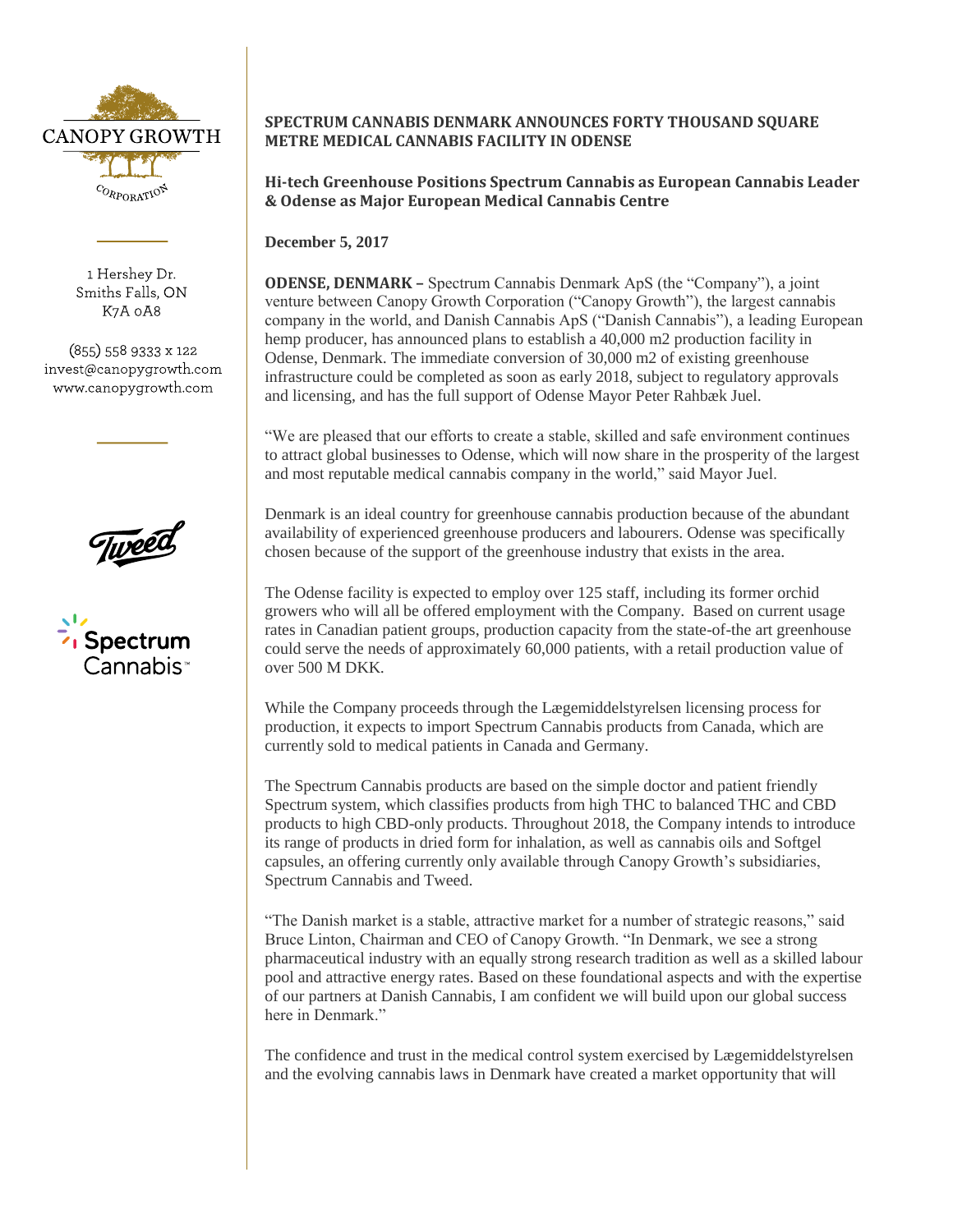CANOPY GROWTH CORPORATION

1 Hershey Dr.
Smiths Falls, ON
K7A 0A8

(855) 558 9333 x 122
invest@canopygrowth.com
www.canopygrowth.com

## SPECTRUM CANNABIS DENMARK ANNOUNCES FORTY THOUSAND SQUARE METRE MEDICAL CANNABIS FACILITY IN ODENSE

### Hi-tech Greenhouse Positions Spectrum Cannabis as European Cannabis Leader & Odense as Major European Medical Cannabis Centre

**December 5, 2017**

**ODENSE, DENMARK –** Spectrum Cannabis Denmark ApS (the "Company"), a joint venture between Canopy Growth Corporation ("Canopy Growth"), the largest cannabis company in the world, and Danish Cannabis ApS ("Danish Cannabis"), a leading European hemp producer, has announced plans to establish a 40,000 m2 production facility in Odense, Denmark. The immediate conversion of 30,000 m2 of existing greenhouse infrastructure could be completed as soon as early 2018, subject to regulatory approvals and licensing, and has the full support of Odense Mayor Peter Rahbæk Juel.

"We are pleased that our efforts to create a stable, skilled and safe environment continues to attract global businesses to Odense, which will now share in the prosperity of the largest and most reputable medical cannabis company in the world," said Mayor Juel.

Denmark is an ideal country for greenhouse cannabis production because of the abundant availability of experienced greenhouse producers and labourers. Odense was specifically chosen because of the support of the greenhouse industry that exists in the area.

The Odense facility is expected to employ over 125 staff, including its former orchid growers who will all be offered employment with the Company. Based on current usage rates in Canadian patient groups, production capacity from the state-of-the art greenhouse could serve the needs of approximately 60,000 patients, with a retail production value of over 500 M DKK.

While the Company proceeds through the Lægemiddelstyrelsen licensing process for production, it expects to import Spectrum Cannabis products from Canada, which are currently sold to medical patients in Canada and Germany.

The Spectrum Cannabis products are based on the simple doctor and patient friendly Spectrum system, which classifies products from high THC to balanced THC and CBD products to high CBD-only products. Throughout 2018, the Company intends to introduce its range of products in dried form for inhalation, as well as cannabis oils and Softgel capsules, an offering currently only available through Canopy Growth's subsidiaries, Spectrum Cannabis and Tweed.

"The Danish market is a stable, attractive market for a number of strategic reasons," said Bruce Linton, Chairman and CEO of Canopy Growth. "In Denmark, we see a strong pharmaceutical industry with an equally strong research tradition as well as a skilled labour pool and attractive energy rates. Based on these foundational aspects and with the expertise of our partners at Danish Cannabis, I am confident we will build upon our global success here in Denmark."

The confidence and trust in the medical control system exercised by Lægemiddelstyrelsen and the evolving cannabis laws in Denmark have created a market opportunity that will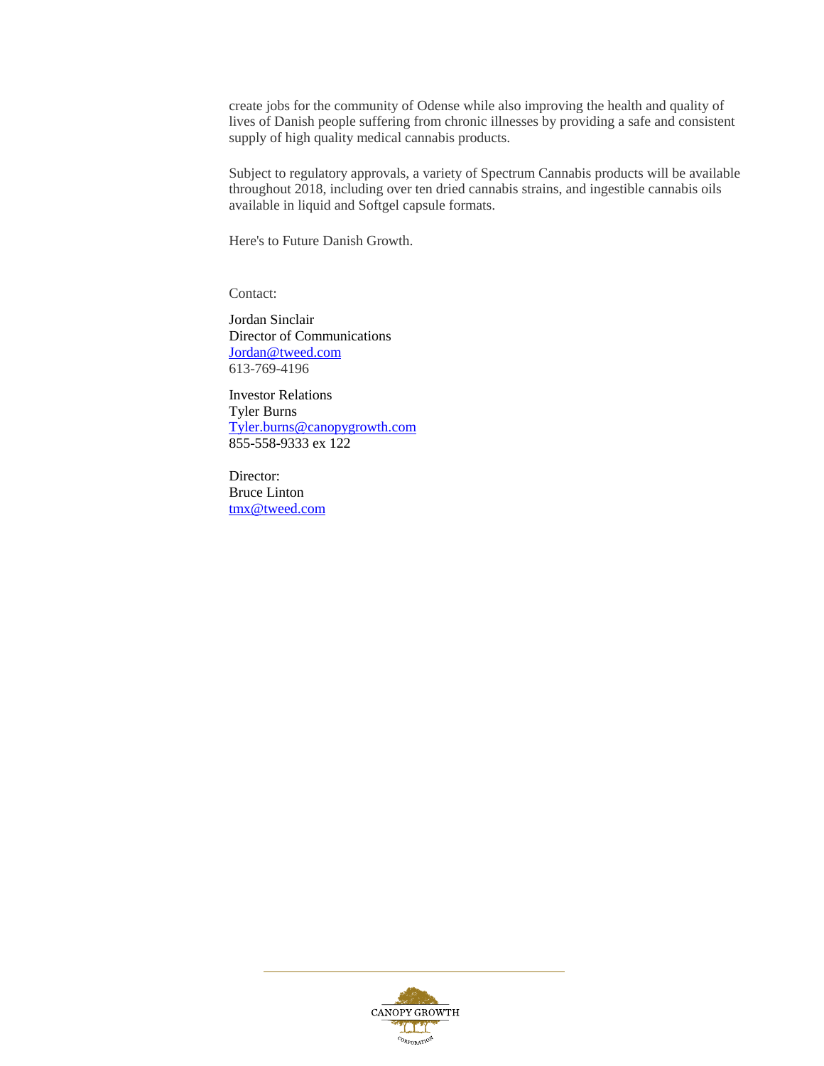create jobs for the community of Odense while also improving the health and quality of lives of Danish people suffering from chronic illnesses by providing a safe and consistent supply of high quality medical cannabis products.

Subject to regulatory approvals, a variety of Spectrum Cannabis products will be available throughout 2018, including over ten dried cannabis strains, and ingestible cannabis oils available in liquid and Softgel capsule formats.

Here's to Future Danish Growth.

Contact:

Jordan Sinclair
Director of Communications
Jordan@tweed.com
613-769-4196

Investor Relations
Tyler Burns
Tyler.burns@canopygrowth.com
855-558-9333 ex 122

Director:
Bruce Linton
tmx@tweed.com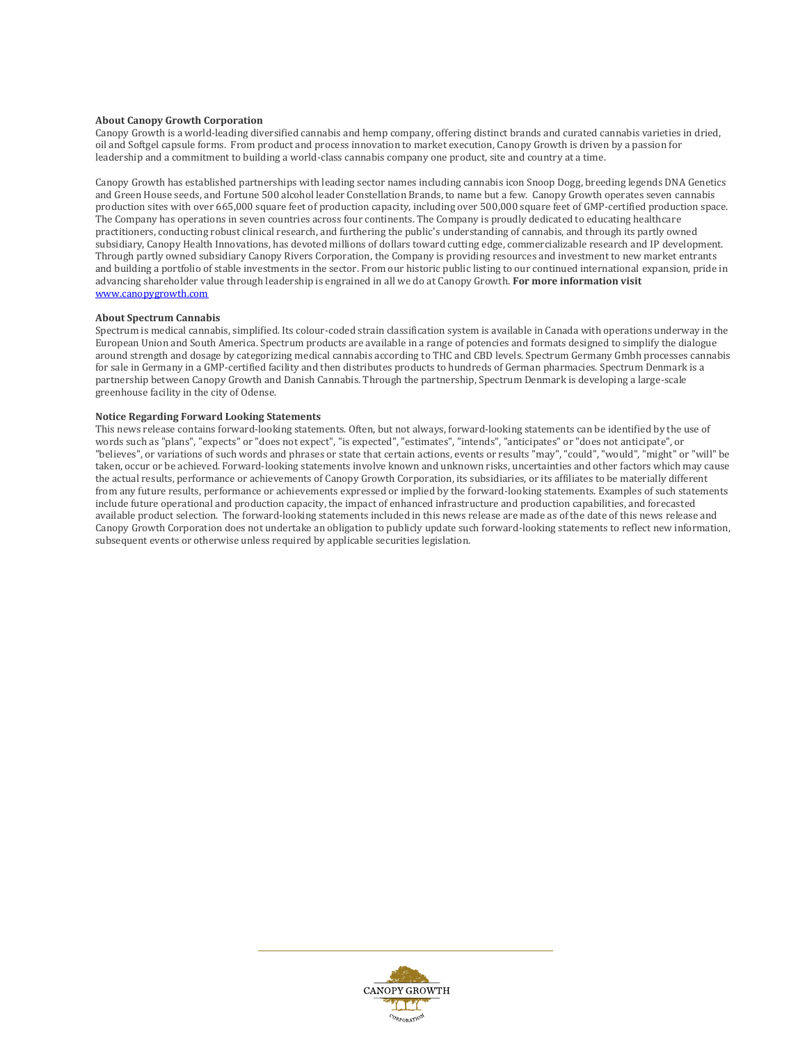**About Canopy Growth Corporation**

Canopy Growth is a world-leading diversified cannabis and hemp company, offering distinct brands and curated cannabis varieties in dried, oil and Softgel capsule forms. From product and process innovation to market execution, Canopy Growth is driven by a passion for leadership and a commitment to building a world-class cannabis company one product, site and country at a time.

Canopy Growth has established partnerships with leading sector names including cannabis icon Snoop Dogg, breeding legends DNA Genetics and Green House seeds, and Fortune 500 alcohol leader Constellation Brands, to name but a few. Canopy Growth operates seven cannabis production sites with over 665,000 square feet of production capacity, including over 500,000 square feet of GMP-certified production space. The Company has operations in seven countries across four continents. The Company is proudly dedicated to educating healthcare practitioners, conducting robust clinical research, and furthering the public's understanding of cannabis, and through its partly owned subsidiary, Canopy Health Innovations, has devoted millions of dollars toward cutting edge, commercializable research and IP development. Through partly owned subsidiary Canopy Rivers Corporation, the Company is providing resources and investment to new market entrants and building a portfolio of stable investments in the sector. From our historic public listing to our continued international expansion, pride in advancing shareholder value through leadership is engrained in all we do at Canopy Growth. **For more information visit** [www.canopygrowth.com](www.canopygrowth.com)

**About Spectrum Cannabis**

Spectrum is medical cannabis, simplified. Its colour-coded strain classification system is available in Canada with operations underway in the European Union and South America. Spectrum products are available in a range of potencies and formats designed to simplify the dialogue around strength and dosage by categorizing medical cannabis according to THC and CBD levels. Spectrum Germany Gmbh processes cannabis for sale in Germany in a GMP-certified facility and then distributes products to hundreds of German pharmacies. Spectrum Denmark is a partnership between Canopy Growth and Danish Cannabis. Through the partnership, Spectrum Denmark is developing a large-scale greenhouse facility in the city of Odense.

**Notice Regarding Forward Looking Statements**

This news release contains forward-looking statements. Often, but not always, forward-looking statements can be identified by the use of words such as "plans", "expects" or "does not expect", "is expected", "estimates", "intends", "anticipates" or "does not anticipate", or "believes", or variations of such words and phrases or state that certain actions, events or results "may", "could", "would", "might" or "will" be taken, occur or be achieved. Forward-looking statements involve known and unknown risks, uncertainties and other factors which may cause the actual results, performance or achievements of Canopy Growth Corporation, its subsidiaries, or its affiliates to be materially different from any future results, performance or achievements expressed or implied by the forward-looking statements. Examples of such statements include future operational and production capacity, the impact of enhanced infrastructure and production capabilities, and forecasted available product selection. The forward-looking statements included in this news release are made as of the date of this news release and Canopy Growth Corporation does not undertake an obligation to publicly update such forward-looking statements to reflect new information, subsequent events or otherwise unless required by applicable securities legislation.